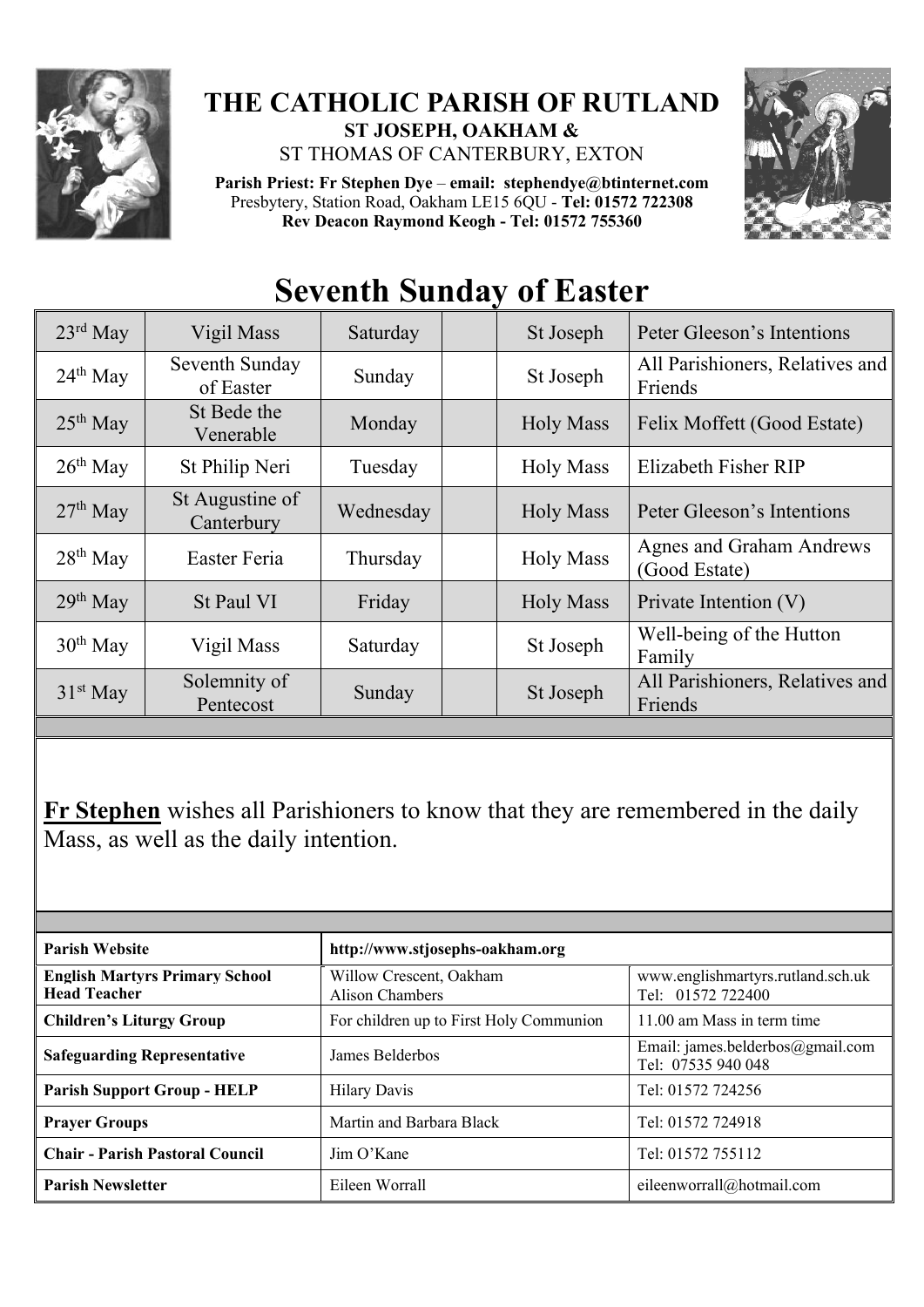# THE CATHOLIC PARISH OF RUTLAND

**ST JOSEPH, OAKHAM &**

ST THOMAS OF CANTERBURY, EXTON

**Parish Priest: Fr Stephen Dye** – **email: stephendye@btinternet.com**
Presbytery, Station Road, Oakham LE15 6QU - **Tel: 01572 722308**
**Rev Deacon Raymond Keogh - Tel: 01572 755360**

# Seventh Sunday of Easter

| 23rd May | Vigil Mass | Saturday | | St Joseph | Peter Gleeson's Intentions |
|---|---|---|---|---|---|
| 24th May | Seventh Sunday of Easter | Sunday | | St Joseph | All Parishioners, Relatives and Friends |
| 25th May | St Bede the Venerable | Monday | | Holy Mass | Felix Moffett (Good Estate) |
| 26th May | St Philip Neri | Tuesday | | Holy Mass | Elizabeth Fisher RIP |
| 27th May | St Augustine of Canterbury | Wednesday | | Holy Mass | Peter Gleeson's Intentions |
| 28th May | Easter Feria | Thursday | | Holy Mass | Agnes and Graham Andrews (Good Estate) |
| 29th May | St Paul VI | Friday | | Holy Mass | Private Intention (V) |
| 30th May | Vigil Mass | Saturday | | St Joseph | Well-being of the Hutton Family |
| 31st May | Solemnity of Pentecost | Sunday | | St Joseph | All Parishioners, Relatives and Friends |

**Fr Stephen** wishes all Parishioners to know that they are remembered in the daily Mass, as well as the daily intention.

| **Parish Website** | **http://www.stjosephs-oakham.org** | |
|---|---|---|
| **English Martyrs Primary School Head Teacher** | Willow Crescent, Oakham Alison Chambers | www.englishmartyrs.rutland.sch.uk Tel: 01572 722400 |
| **Children's Liturgy Group** | For children up to First Holy Communion | 11.00 am Mass in term time |
| **Safeguarding Representative** | James Belderbos | Email: james.belderbos@gmail.com Tel: 07535 940 048 |
| **Parish Support Group - HELP** | Hilary Davis | Tel: 01572 724256 |
| **Prayer Groups** | Martin and Barbara Black | Tel: 01572 724918 |
| **Chair - Parish Pastoral Council** | Jim O'Kane | Tel: 01572 755112 |
| **Parish Newsletter** | Eileen Worrall | eileenworrall@hotmail.com |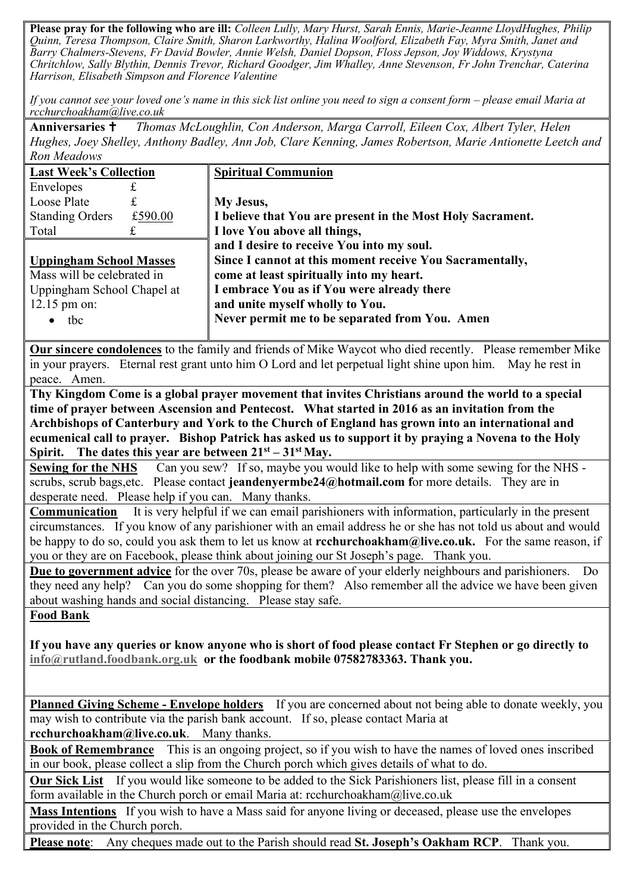**Please pray for the following who are ill:** *Colleen Lully, Mary Hurst, Sarah Ennis, Marie-Jeanne LloydHughes, Philip Quinn, Teresa Thompson, Claire Smith, Sharon Larkworthy, Halina Woolford, Elizabeth Fay, Myra Smith, Janet and Barry Chalmers-Stevens, Fr David Bowler, Annie Welsh, Daniel Dopson, Floss Jepson, Joy Widdows, Krystyna Chritchlow, Sally Blythin, Dennis Trevor, Richard Goodger, Jim Whalley, Anne Stevenson, Fr John Trenchar, Caterina Harrison, Elisabeth Simpson and Florence Valentine*

*If you cannot see your loved one's name in this sick list online you need to sign a consent form – please email Maria at rcchurchoakham@live.co.uk*

**Anniversaries ✝** *Thomas McLoughlin, Con Anderson, Marga Carroll, Eileen Cox, Albert Tyler, Helen Hughes, Joey Shelley, Anthony Badley, Ann Job, Clare Kenning, James Robertson, Marie Antionette Leetch and Ron Meadows*

**Last Week's Collection**

| | |
|---|---|
| Envelopes | £ |
| Loose Plate | £ |
| Standing Orders | £590.00 |
| Total | £ |

**Uppingham School Masses**

Mass will be celebrated in Uppingham School Chapel at 12.15 pm on:

- tbc

**Spiritual Communion**

**My Jesus,**
**I believe that You are present in the Most Holy Sacrament.**
**I love You above all things,**
**and I desire to receive You into my soul.**
**Since I cannot at this moment receive You Sacramentally,**
**come at least spiritually into my heart.**
**I embrace You as if You were already there**
**and unite myself wholly to You.**
**Never permit me to be separated from You. Amen**

**Our sincere condolences** to the family and friends of Mike Waycot who died recently. Please remember Mike in your prayers. Eternal rest grant unto him O Lord and let perpetual light shine upon him. May he rest in peace. Amen.

**Thy Kingdom Come is a global prayer movement that invites Christians around the world to a special time of prayer between Ascension and Pentecost. What started in 2016 as an invitation from the Archbishops of Canterbury and York to the Church of England has grown into an international and ecumenical call to prayer. Bishop Patrick has asked us to support it by praying a Novena to the Holy Spirit. The dates this year are between 21st – 31st May.**

**Sewing for the NHS** Can you sew? If so, maybe you would like to help with some sewing for the NHS - scrubs, scrub bags,etc. Please contact **jeandenyermbe24@hotmail.com f**or more details. They are in desperate need. Please help if you can. Many thanks.

**Communication** It is very helpful if we can email parishioners with information, particularly in the present circumstances. If you know of any parishioner with an email address he or she has not told us about and would be happy to do so, could you ask them to let us know at **rcchurchoakham@live.co.uk.** For the same reason, if you or they are on Facebook, please think about joining our St Joseph's page. Thank you.

**Due to government advice** for the over 70s, please be aware of your elderly neighbours and parishioners. Do they need any help? Can you do some shopping for them? Also remember all the advice we have been given about washing hands and social distancing. Please stay safe.

**Food Bank**

**If you have any queries or know anyone who is short of food please contact Fr Stephen or go directly to info@rutland.foodbank.org.uk or the foodbank mobile 07582783363. Thank you.**

**Planned Giving Scheme - Envelope holders** If you are concerned about not being able to donate weekly, you may wish to contribute via the parish bank account. If so, please contact Maria at **rcchurchoakham@live.co.uk**. Many thanks.

**Book of Remembrance** This is an ongoing project, so if you wish to have the names of loved ones inscribed in our book, please collect a slip from the Church porch which gives details of what to do.

**Our Sick List** If you would like someone to be added to the Sick Parishioners list, please fill in a consent form available in the Church porch or email Maria at: rcchurchoakham@live.co.uk

**Mass Intentions** If you wish to have a Mass said for anyone living or deceased, please use the envelopes provided in the Church porch.

**Please note**: Any cheques made out to the Parish should read **St. Joseph's Oakham RCP**. Thank you.